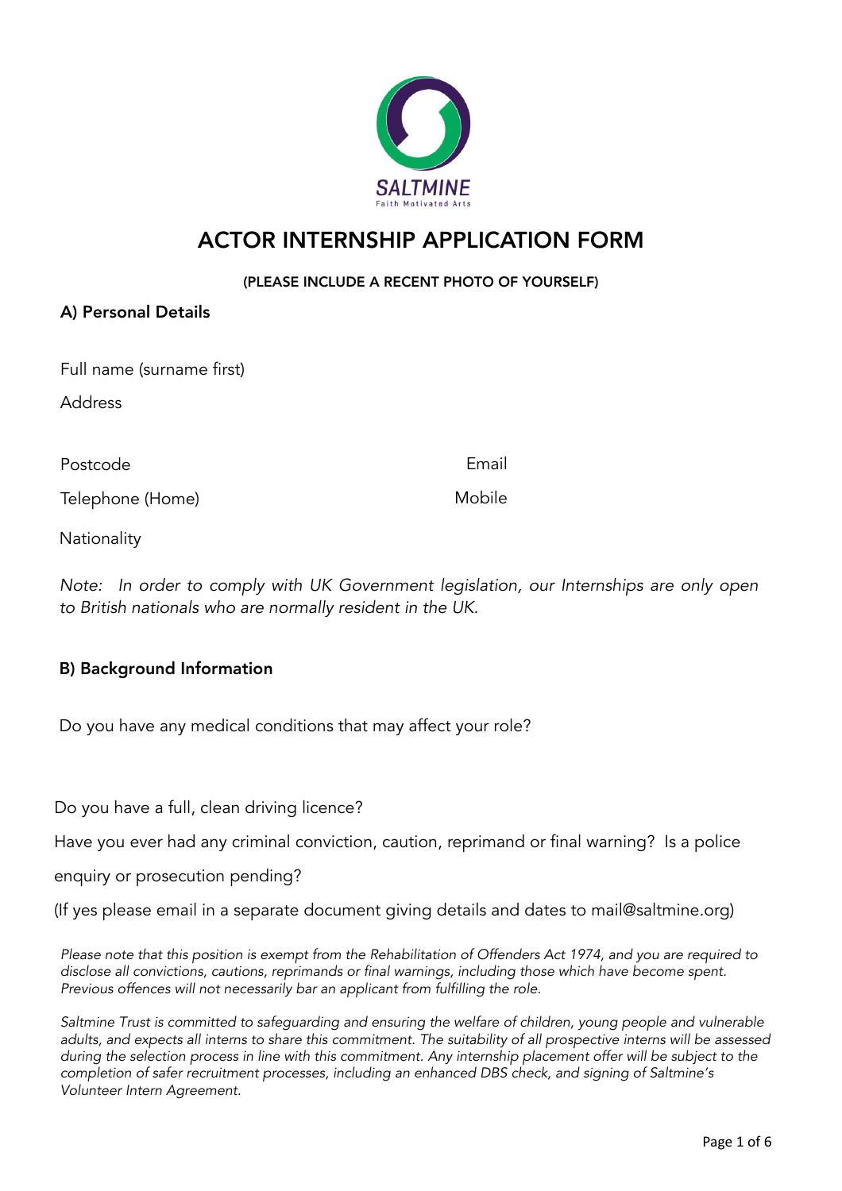SALTMINE

Faith Motivated Arts

# ACTOR INTERNSHIP APPLICATION FORM

**(PLEASE INCLUDE A RECENT PHOTO OF YOURSELF)**

## A) Personal Details

Full name (surname first)

Address

Postcode

Email

Telephone (Home)

Mobile

Nationality

*Note: In order to comply with UK Government legislation, our Internships are only open to British nationals who are normally resident in the UK.*

## B) Background Information

Do you have any medical conditions that may affect your role?

Do you have a full, clean driving licence?

Have you ever had any criminal conviction, caution, reprimand or final warning? Is a police enquiry or prosecution pending?

(If yes please email in a separate document giving details and dates to mail@saltmine.org)

*Please note that this position is exempt from the Rehabilitation of Offenders Act 1974, and you are required to disclose all convictions, cautions, reprimands or final warnings, including those which have become spent. Previous offences will not necessarily bar an applicant from fulfilling the role.*

*Saltmine Trust is committed to safeguarding and ensuring the welfare of children, young people and vulnerable adults, and expects all interns to share this commitment. The suitability of all prospective interns will be assessed during the selection process in line with this commitment. Any internship placement offer will be subject to the completion of safer recruitment processes, including an enhanced DBS check, and signing of Saltmine's Volunteer Intern Agreement.*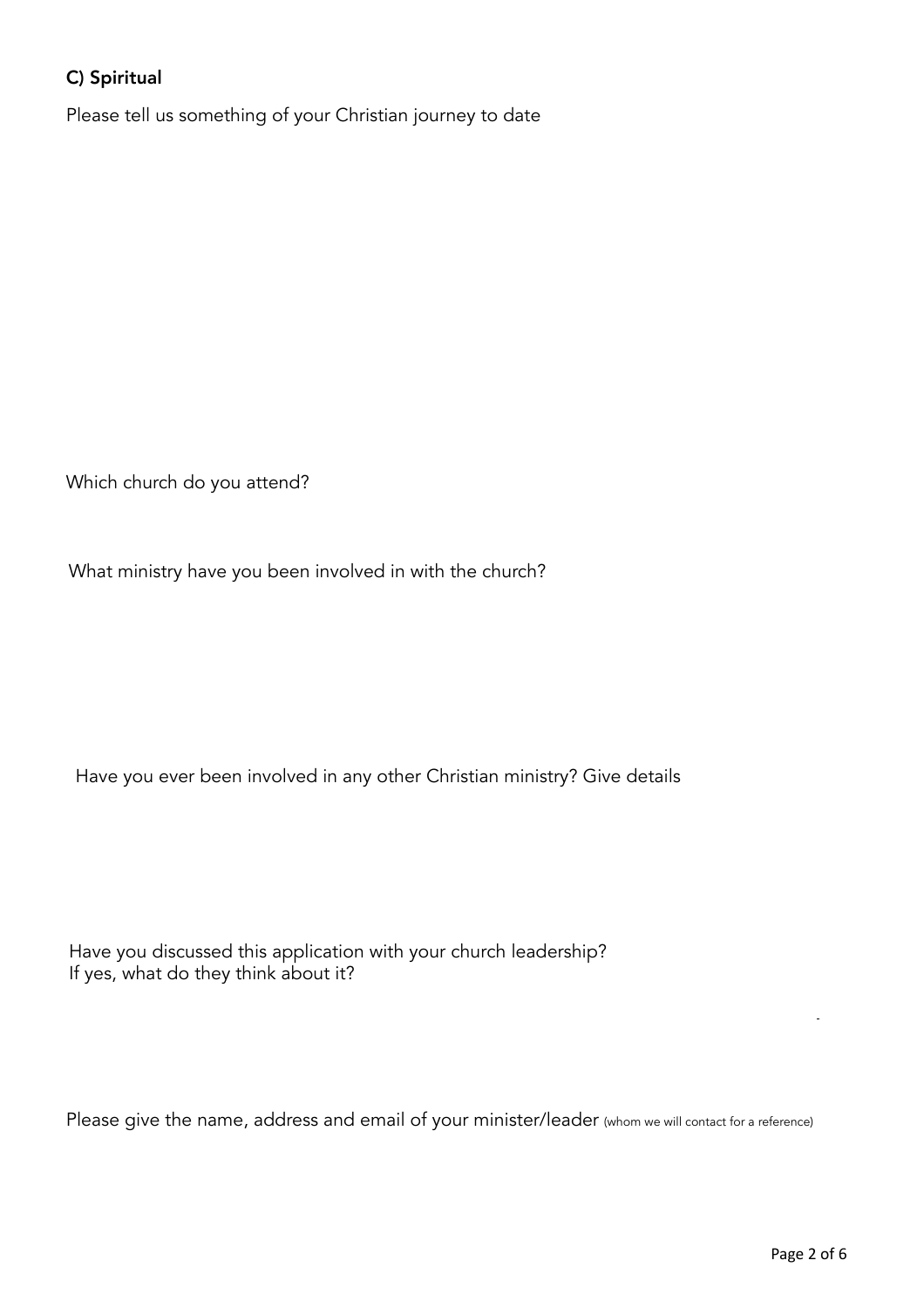### C) Spiritual

Please tell us something of your Christian journey to date

Which church do you attend?

What ministry have you been involved in with the church?

Have you ever been involved in any other Christian ministry? Give details

Have you discussed this application with your church leadership?
If yes, what do they think about it?

Please give the name, address and email of your minister/leader (whom we will contact for a reference)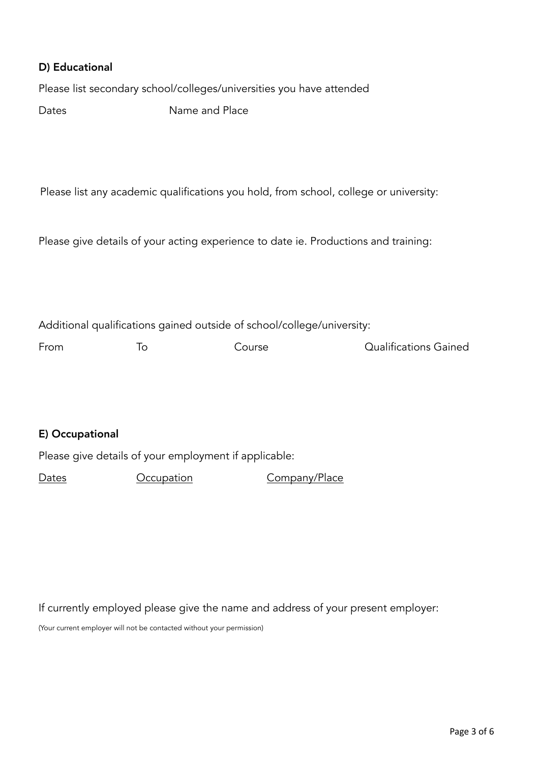### D) Educational

Please list secondary school/colleges/universities you have attended

| Dates | Name and Place |
|---|---|

Please list any academic qualifications you hold, from school, college or university:

Please give details of your acting experience to date ie. Productions and training:

Additional qualifications gained outside of school/college/university:

| From | To | Course | Qualifications Gained |
|---|---|---|---|

### E) Occupational

Please give details of your employment if applicable:

| Dates | Occupation | Company/Place |
|---|---|---|

If currently employed please give the name and address of your present employer:

(Your current employer will not be contacted without your permission)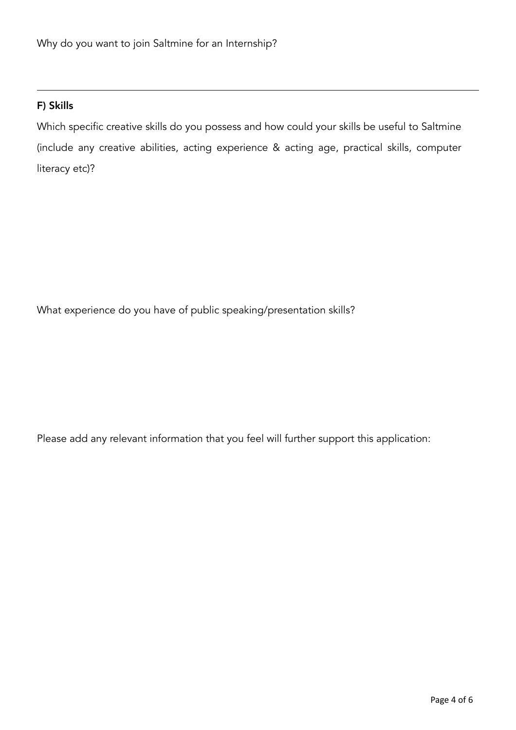Why do you want to join Saltmine for an Internship?

---

**F) Skills**

Which specific creative skills do you possess and how could your skills be useful to Saltmine (include any creative abilities, acting experience & acting age, practical skills, computer literacy etc)?

What experience do you have of public speaking/presentation skills?

Please add any relevant information that you feel will further support this application: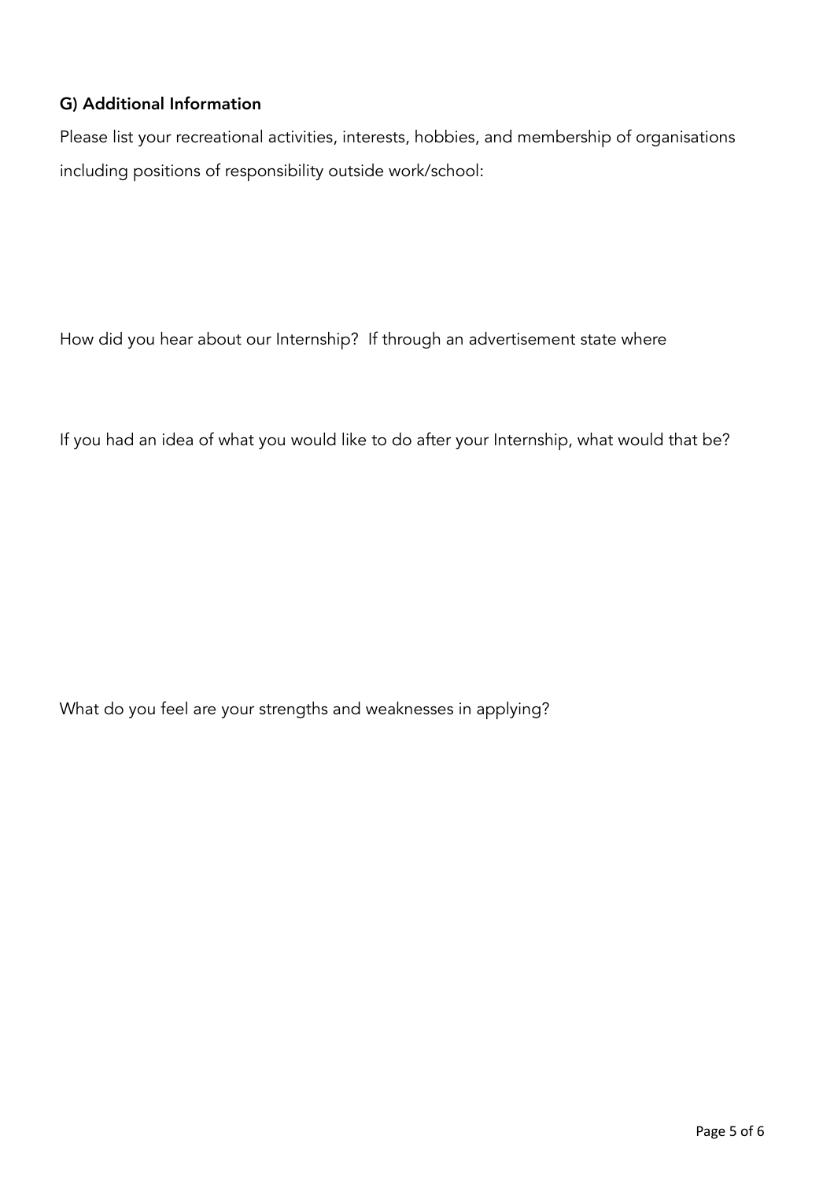## G) Additional Information

Please list your recreational activities, interests, hobbies, and membership of organisations including positions of responsibility outside work/school:

How did you hear about our Internship? If through an advertisement state where

If you had an idea of what you would like to do after your Internship, what would that be?

What do you feel are your strengths and weaknesses in applying?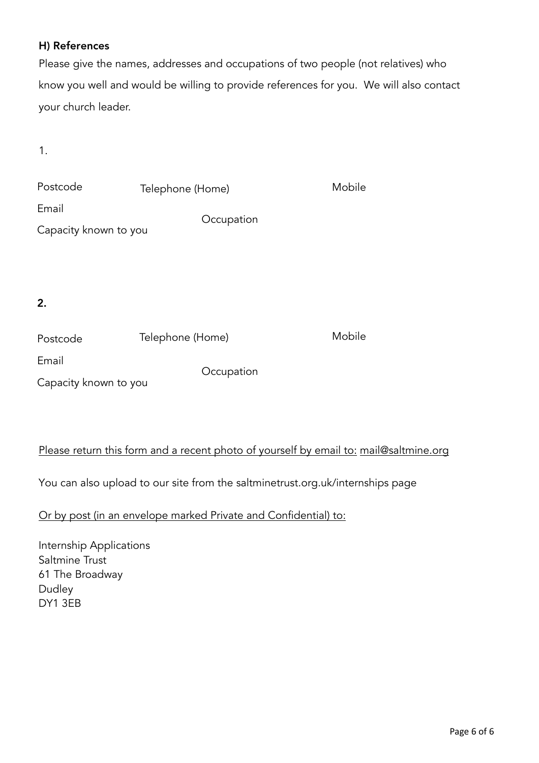### H) References

Please give the names, addresses and occupations of two people (not relatives) who know you well and would be willing to provide references for you. We will also contact your church leader.

1.

Postcode Telephone (Home) Mobile

Email

Occupation

Capacity known to you

**2.**

Postcode Telephone (Home) Mobile

Email

Occupation

Capacity known to you

Please return this form and a recent photo of yourself by email to: mail@saltmine.org

You can also upload to our site from the saltminetrust.org.uk/internships page

Or by post (in an envelope marked Private and Confidential) to:

Internship Applications  
Saltmine Trust  
61 The Broadway  
Dudley  
DY1 3EB